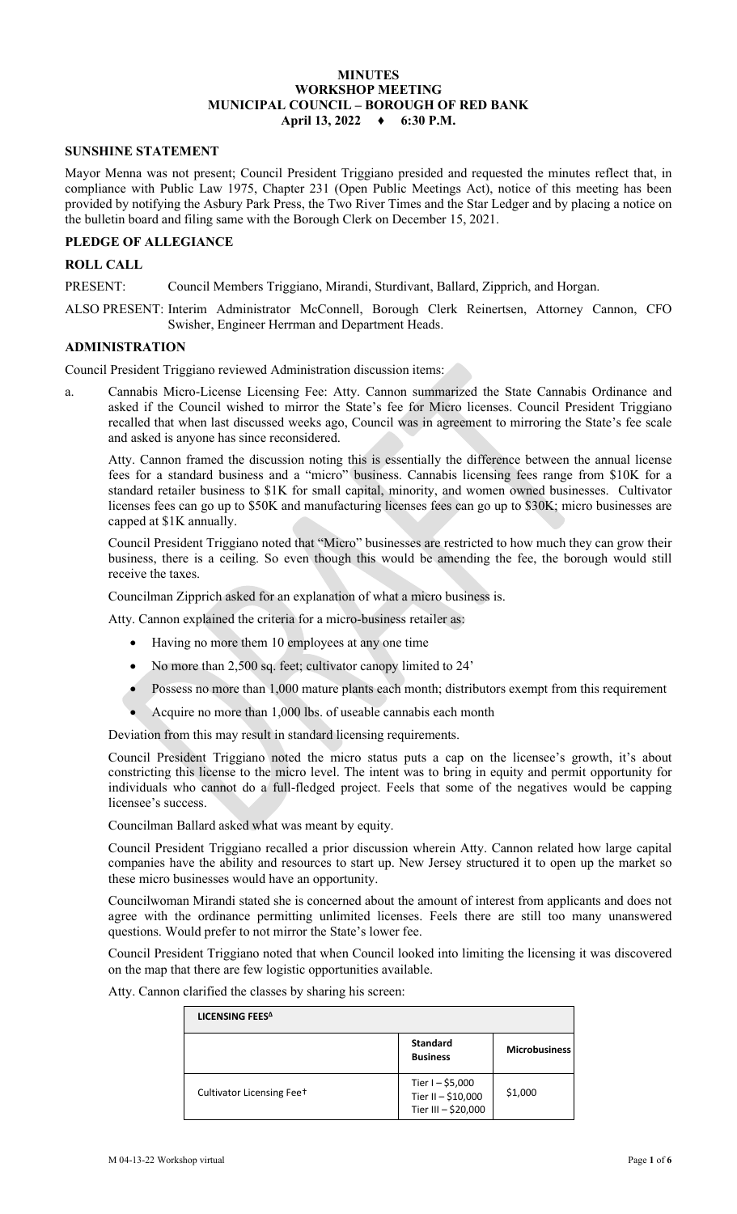# MINUTES
## WORKSHOP MEETING
## MUNICIPAL COUNCIL – BOROUGH OF RED BANK
### April 13, 2022 ♦ 6:30 P.M.

## SUNSHINE STATEMENT

Mayor Menna was not present; Council President Triggiano presided and requested the minutes reflect that, in compliance with Public Law 1975, Chapter 231 (Open Public Meetings Act), notice of this meeting has been provided by notifying the Asbury Park Press, the Two River Times and the Star Ledger and by placing a notice on the bulletin board and filing same with the Borough Clerk on December 15, 2021.

## PLEDGE OF ALLEGIANCE

## ROLL CALL

PRESENT: Council Members Triggiano, Mirandi, Sturdivant, Ballard, Zipprich, and Horgan.

ALSO PRESENT: Interim Administrator McConnell, Borough Clerk Reinertsen, Attorney Cannon, CFO Swisher, Engineer Herrman and Department Heads.

## ADMINISTRATION

Council President Triggiano reviewed Administration discussion items:

a. Cannabis Micro-License Licensing Fee: Atty. Cannon summarized the State Cannabis Ordinance and asked if the Council wished to mirror the State's fee for Micro licenses. Council President Triggiano recalled that when last discussed weeks ago, Council was in agreement to mirroring the State's fee scale and asked is anyone has since reconsidered.

Atty. Cannon framed the discussion noting this is essentially the difference between the annual license fees for a standard business and a "micro" business. Cannabis licensing fees range from $10K for a standard retailer business to $1K for small capital, minority, and women owned businesses. Cultivator licenses fees can go up to $50K and manufacturing licenses fees can go up to $30K; micro businesses are capped at $1K annually.

Council President Triggiano noted that "Micro" businesses are restricted to how much they can grow their business, there is a ceiling. So even though this would be amending the fee, the borough would still receive the taxes.

Councilman Zipprich asked for an explanation of what a micro business is.

Atty. Cannon explained the criteria for a micro-business retailer as:

- Having no more them 10 employees at any one time
- No more than 2,500 sq. feet; cultivator canopy limited to 24'
- Possess no more than 1,000 mature plants each month; distributors exempt from this requirement
- Acquire no more than 1,000 lbs. of useable cannabis each month

Deviation from this may result in standard licensing requirements.

Council President Triggiano noted the micro status puts a cap on the licensee's growth, it's about constricting this license to the micro level. The intent was to bring in equity and permit opportunity for individuals who cannot do a full-fledged project. Feels that some of the negatives would be capping licensee's success.

Councilman Ballard asked what was meant by equity.

Council President Triggiano recalled a prior discussion wherein Atty. Cannon related how large capital companies have the ability and resources to start up. New Jersey structured it to open up the market so these micro businesses would have an opportunity.

Councilwoman Mirandi stated she is concerned about the amount of interest from applicants and does not agree with the ordinance permitting unlimited licenses. Feels there are still too many unanswered questions. Would prefer to not mirror the State's lower fee.

Council President Triggiano noted that when Council looked into limiting the licensing it was discovered on the map that there are few logistic opportunities available.

Atty. Cannon clarified the classes by sharing his screen:

| LICENSING FEES^Δ | | |
|---|---|---|
| | **Standard Business** | **Microbusiness** |
| Cultivator Licensing Fee† | Tier I – $5,000<br>Tier II – $10,000<br>Tier III – $20,000 | $1,000 |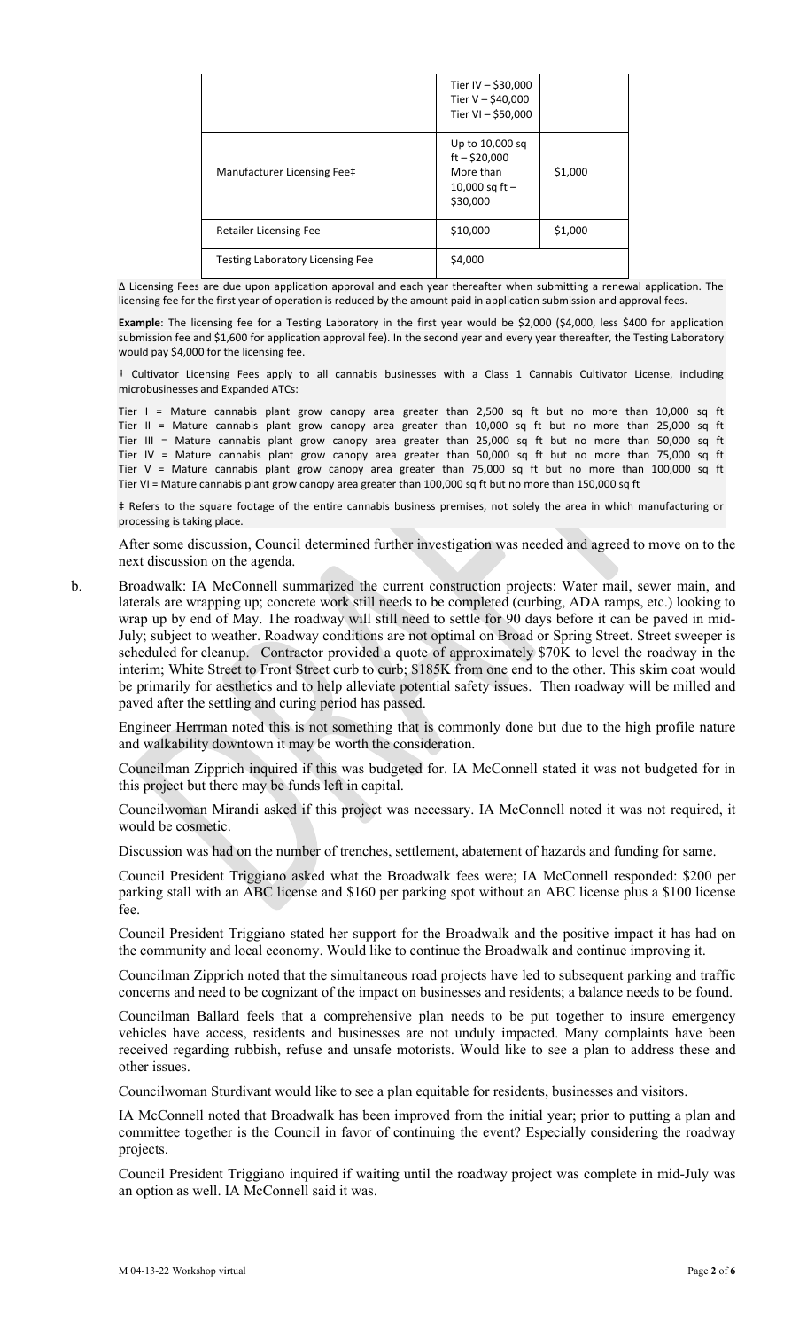| | | |
|---|---|---|
| | Tier IV – $30,000<br>Tier V – $40,000<br>Tier VI – $50,000 | |
| Manufacturer Licensing Fee‡ | Up to 10,000 sq ft – $20,000<br>More than 10,000 sq ft – $30,000 | $1,000 |
| Retailer Licensing Fee | $10,000 | $1,000 |
| Testing Laboratory Licensing Fee | $4,000 | |

Δ Licensing Fees are due upon application approval and each year thereafter when submitting a renewal application. The licensing fee for the first year of operation is reduced by the amount paid in application submission and approval fees.

**Example**: The licensing fee for a Testing Laboratory in the first year would be $2,000 ($4,000, less $400 for application submission fee and $1,600 for application approval fee). In the second year and every year thereafter, the Testing Laboratory would pay $4,000 for the licensing fee.

† Cultivator Licensing Fees apply to all cannabis businesses with a Class 1 Cannabis Cultivator License, including microbusinesses and Expanded ATCs:

Tier I = Mature cannabis plant grow canopy area greater than 2,500 sq ft but no more than 10,000 sq ft
Tier II = Mature cannabis plant grow canopy area greater than 10,000 sq ft but no more than 25,000 sq ft
Tier III = Mature cannabis plant grow canopy area greater than 25,000 sq ft but no more than 50,000 sq ft
Tier IV = Mature cannabis plant grow canopy area greater than 50,000 sq ft but no more than 75,000 sq ft
Tier V = Mature cannabis plant grow canopy area greater than 75,000 sq ft but no more than 100,000 sq ft
Tier VI = Mature cannabis plant grow canopy area greater than 100,000 sq ft but no more than 150,000 sq ft

‡ Refers to the square footage of the entire cannabis business premises, not solely the area in which manufacturing or processing is taking place.

After some discussion, Council determined further investigation was needed and agreed to move on to the next discussion on the agenda.

b. Broadwalk: IA McConnell summarized the current construction projects: Water mail, sewer main, and laterals are wrapping up; concrete work still needs to be completed (curbing, ADA ramps, etc.) looking to wrap up by end of May. The roadway will still need to settle for 90 days before it can be paved in mid-July; subject to weather. Roadway conditions are not optimal on Broad or Spring Street. Street sweeper is scheduled for cleanup. Contractor provided a quote of approximately $70K to level the roadway in the interim; White Street to Front Street curb to curb; $185K from one end to the other. This skim coat would be primarily for aesthetics and to help alleviate potential safety issues. Then roadway will be milled and paved after the settling and curing period has passed.

Engineer Herrman noted this is not something that is commonly done but due to the high profile nature and walkability downtown it may be worth the consideration.

Councilman Zipprich inquired if this was budgeted for. IA McConnell stated it was not budgeted for in this project but there may be funds left in capital.

Councilwoman Mirandi asked if this project was necessary. IA McConnell noted it was not required, it would be cosmetic.

Discussion was had on the number of trenches, settlement, abatement of hazards and funding for same.

Council President Triggiano asked what the Broadwalk fees were; IA McConnell responded: $200 per parking stall with an ABC license and $160 per parking spot without an ABC license plus a $100 license fee.

Council President Triggiano stated her support for the Broadwalk and the positive impact it has had on the community and local economy. Would like to continue the Broadwalk and continue improving it.

Councilman Zipprich noted that the simultaneous road projects have led to subsequent parking and traffic concerns and need to be cognizant of the impact on businesses and residents; a balance needs to be found.

Councilman Ballard feels that a comprehensive plan needs to be put together to insure emergency vehicles have access, residents and businesses are not unduly impacted. Many complaints have been received regarding rubbish, refuse and unsafe motorists. Would like to see a plan to address these and other issues.

Councilwoman Sturdivant would like to see a plan equitable for residents, businesses and visitors.

IA McConnell noted that Broadwalk has been improved from the initial year; prior to putting a plan and committee together is the Council in favor of continuing the event? Especially considering the roadway projects.

Council President Triggiano inquired if waiting until the roadway project was complete in mid-July was an option as well. IA McConnell said it was.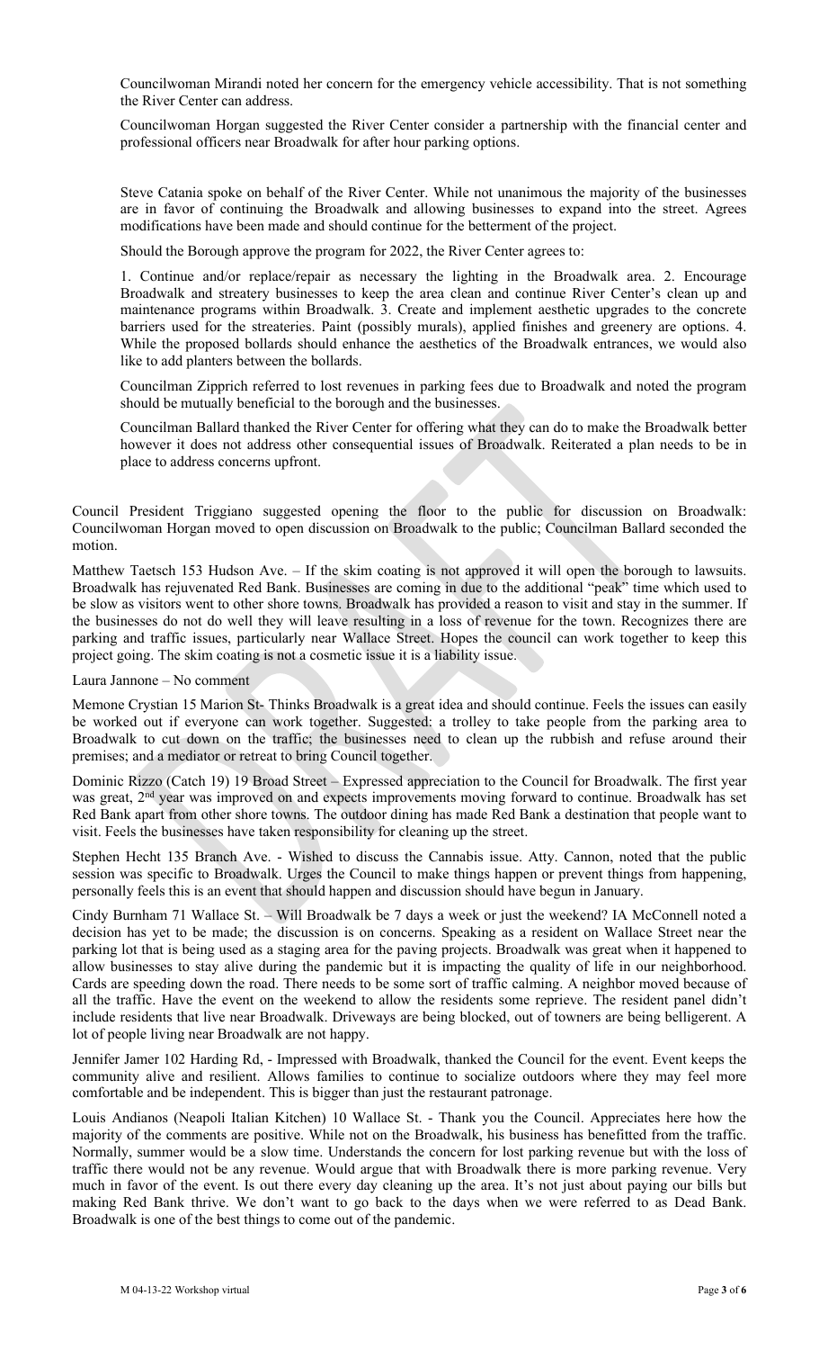Councilwoman Mirandi noted her concern for the emergency vehicle accessibility. That is not something the River Center can address.

Councilwoman Horgan suggested the River Center consider a partnership with the financial center and professional officers near Broadwalk for after hour parking options.

Steve Catania spoke on behalf of the River Center. While not unanimous the majority of the businesses are in favor of continuing the Broadwalk and allowing businesses to expand into the street. Agrees modifications have been made and should continue for the betterment of the project.

Should the Borough approve the program for 2022, the River Center agrees to:

1. Continue and/or replace/repair as necessary the lighting in the Broadwalk area. 2. Encourage Broadwalk and streatery businesses to keep the area clean and continue River Center's clean up and maintenance programs within Broadwalk. 3. Create and implement aesthetic upgrades to the concrete barriers used for the streateries. Paint (possibly murals), applied finishes and greenery are options. 4. While the proposed bollards should enhance the aesthetics of the Broadwalk entrances, we would also like to add planters between the bollards.

Councilman Zipprich referred to lost revenues in parking fees due to Broadwalk and noted the program should be mutually beneficial to the borough and the businesses.

Councilman Ballard thanked the River Center for offering what they can do to make the Broadwalk better however it does not address other consequential issues of Broadwalk. Reiterated a plan needs to be in place to address concerns upfront.

Council President Triggiano suggested opening the floor to the public for discussion on Broadwalk: Councilwoman Horgan moved to open discussion on Broadwalk to the public; Councilman Ballard seconded the motion.

Matthew Taetsch 153 Hudson Ave. – If the skim coating is not approved it will open the borough to lawsuits. Broadwalk has rejuvenated Red Bank. Businesses are coming in due to the additional "peak" time which used to be slow as visitors went to other shore towns. Broadwalk has provided a reason to visit and stay in the summer. If the businesses do not do well they will leave resulting in a loss of revenue for the town. Recognizes there are parking and traffic issues, particularly near Wallace Street. Hopes the council can work together to keep this project going. The skim coating is not a cosmetic issue it is a liability issue.

Laura Jannone – No comment

Memone Crystian 15 Marion St- Thinks Broadwalk is a great idea and should continue. Feels the issues can easily be worked out if everyone can work together. Suggested: a trolley to take people from the parking area to Broadwalk to cut down on the traffic; the businesses need to clean up the rubbish and refuse around their premises; and a mediator or retreat to bring Council together.

Dominic Rizzo (Catch 19) 19 Broad Street – Expressed appreciation to the Council for Broadwalk. The first year was great, 2nd year was improved on and expects improvements moving forward to continue. Broadwalk has set Red Bank apart from other shore towns. The outdoor dining has made Red Bank a destination that people want to visit. Feels the businesses have taken responsibility for cleaning up the street.

Stephen Hecht 135 Branch Ave. - Wished to discuss the Cannabis issue. Atty. Cannon, noted that the public session was specific to Broadwalk. Urges the Council to make things happen or prevent things from happening, personally feels this is an event that should happen and discussion should have begun in January.

Cindy Burnham 71 Wallace St. – Will Broadwalk be 7 days a week or just the weekend? IA McConnell noted a decision has yet to be made; the discussion is on concerns. Speaking as a resident on Wallace Street near the parking lot that is being used as a staging area for the paving projects. Broadwalk was great when it happened to allow businesses to stay alive during the pandemic but it is impacting the quality of life in our neighborhood. Cards are speeding down the road. There needs to be some sort of traffic calming. A neighbor moved because of all the traffic. Have the event on the weekend to allow the residents some reprieve. The resident panel didn't include residents that live near Broadwalk. Driveways are being blocked, out of towners are being belligerent. A lot of people living near Broadwalk are not happy.

Jennifer Jamer 102 Harding Rd, - Impressed with Broadwalk, thanked the Council for the event. Event keeps the community alive and resilient. Allows families to continue to socialize outdoors where they may feel more comfortable and be independent. This is bigger than just the restaurant patronage.

Louis Andianos (Neapoli Italian Kitchen) 10 Wallace St. - Thank you the Council. Appreciates here how the majority of the comments are positive. While not on the Broadwalk, his business has benefitted from the traffic. Normally, summer would be a slow time. Understands the concern for lost parking revenue but with the loss of traffic there would not be any revenue. Would argue that with Broadwalk there is more parking revenue. Very much in favor of the event. Is out there every day cleaning up the area. It's not just about paying our bills but making Red Bank thrive. We don't want to go back to the days when we were referred to as Dead Bank. Broadwalk is one of the best things to come out of the pandemic.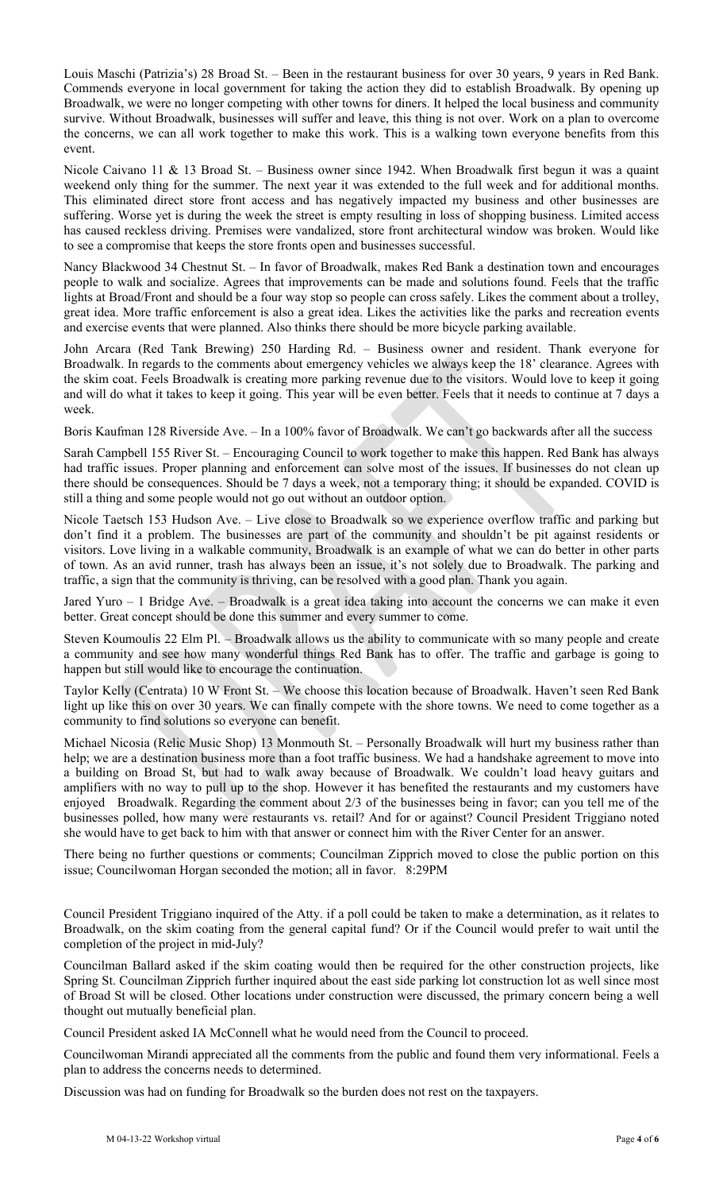Louis Maschi (Patrizia's) 28 Broad St. – Been in the restaurant business for over 30 years, 9 years in Red Bank. Commends everyone in local government for taking the action they did to establish Broadwalk. By opening up Broadwalk, we were no longer competing with other towns for diners. It helped the local business and community survive. Without Broadwalk, businesses will suffer and leave, this thing is not over. Work on a plan to overcome the concerns, we can all work together to make this work. This is a walking town everyone benefits from this event.

Nicole Caivano 11 & 13 Broad St. – Business owner since 1942. When Broadwalk first begun it was a quaint weekend only thing for the summer. The next year it was extended to the full week and for additional months. This eliminated direct store front access and has negatively impacted my business and other businesses are suffering. Worse yet is during the week the street is empty resulting in loss of shopping business. Limited access has caused reckless driving. Premises were vandalized, store front architectural window was broken. Would like to see a compromise that keeps the store fronts open and businesses successful.

Nancy Blackwood 34 Chestnut St. – In favor of Broadwalk, makes Red Bank a destination town and encourages people to walk and socialize. Agrees that improvements can be made and solutions found. Feels that the traffic lights at Broad/Front and should be a four way stop so people can cross safely. Likes the comment about a trolley, great idea. More traffic enforcement is also a great idea. Likes the activities like the parks and recreation events and exercise events that were planned. Also thinks there should be more bicycle parking available.

John Arcara (Red Tank Brewing) 250 Harding Rd. – Business owner and resident. Thank everyone for Broadwalk. In regards to the comments about emergency vehicles we always keep the 18' clearance. Agrees with the skim coat. Feels Broadwalk is creating more parking revenue due to the visitors. Would love to keep it going and will do what it takes to keep it going. This year will be even better. Feels that it needs to continue at 7 days a week.

Boris Kaufman 128 Riverside Ave. – In a 100% favor of Broadwalk. We can't go backwards after all the success

Sarah Campbell 155 River St. – Encouraging Council to work together to make this happen. Red Bank has always had traffic issues. Proper planning and enforcement can solve most of the issues. If businesses do not clean up there should be consequences. Should be 7 days a week, not a temporary thing; it should be expanded. COVID is still a thing and some people would not go out without an outdoor option.

Nicole Taetsch 153 Hudson Ave. – Live close to Broadwalk so we experience overflow traffic and parking but don't find it a problem. The businesses are part of the community and shouldn't be pit against residents or visitors. Love living in a walkable community, Broadwalk is an example of what we can do better in other parts of town. As an avid runner, trash has always been an issue, it's not solely due to Broadwalk. The parking and traffic, a sign that the community is thriving, can be resolved with a good plan. Thank you again.

Jared Yuro – 1 Bridge Ave. – Broadwalk is a great idea taking into account the concerns we can make it even better. Great concept should be done this summer and every summer to come.

Steven Koumoulis 22 Elm Pl. – Broadwalk allows us the ability to communicate with so many people and create a community and see how many wonderful things Red Bank has to offer. The traffic and garbage is going to happen but still would like to encourage the continuation.

Taylor Kelly (Centrata) 10 W Front St. – We choose this location because of Broadwalk. Haven't seen Red Bank light up like this on over 30 years. We can finally compete with the shore towns. We need to come together as a community to find solutions so everyone can benefit.

Michael Nicosia (Relic Music Shop) 13 Monmouth St. – Personally Broadwalk will hurt my business rather than help; we are a destination business more than a foot traffic business. We had a handshake agreement to move into a building on Broad St, but had to walk away because of Broadwalk. We couldn't load heavy guitars and amplifiers with no way to pull up to the shop. However it has benefited the restaurants and my customers have enjoyed Broadwalk. Regarding the comment about 2/3 of the businesses being in favor; can you tell me of the businesses polled, how many were restaurants vs. retail? Council President Triggiano noted she would have to get back to him with that answer or connect him with the River Center for an answer.

There being no further questions or comments; Councilman Zipprich moved to close the public portion on this issue; Councilwoman Horgan seconded the motion; all in favor. 8:29PM

Council President Triggiano inquired of the Atty. if a poll could be taken to make a determination, as it relates to Broadwalk, on the skim coating from the general capital fund? Or if the Council would prefer to wait until the completion of the project in mid-July?

Councilman Ballard asked if the skim coating would then be required for the other construction projects, like Spring St. Councilman Zipprich further inquired about the east side parking lot construction lot as well since most of Broad St will be closed. Other locations under construction were discussed, the primary concern being a well thought out mutually beneficial plan.

Council President asked IA McConnell what he would need from the Council to proceed.

Councilwoman Mirandi appreciated all the comments from the public and found them very informational. Feels a plan to address the concerns needs to determined.

Discussion was had on funding for Broadwalk so the burden does not rest on the taxpayers.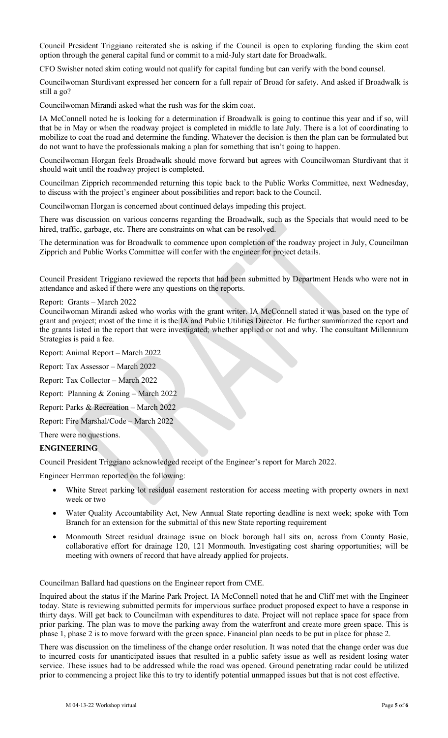Council President Triggiano reiterated she is asking if the Council is open to exploring funding the skim coat option through the general capital fund or commit to a mid-July start date for Broadwalk.

CFO Swisher noted skim coting would not qualify for capital funding but can verify with the bond counsel.

Councilwoman Sturdivant expressed her concern for a full repair of Broad for safety. And asked if Broadwalk is still a go?

Councilwoman Mirandi asked what the rush was for the skim coat.

IA McConnell noted he is looking for a determination if Broadwalk is going to continue this year and if so, will that be in May or when the roadway project is completed in middle to late July. There is a lot of coordinating to mobilize to coat the road and determine the funding. Whatever the decision is then the plan can be formulated but do not want to have the professionals making a plan for something that isn't going to happen.

Councilwoman Horgan feels Broadwalk should move forward but agrees with Councilwoman Sturdivant that it should wait until the roadway project is completed.

Councilman Zipprich recommended returning this topic back to the Public Works Committee, next Wednesday, to discuss with the project's engineer about possibilities and report back to the Council.

Councilwoman Horgan is concerned about continued delays impeding this project.

There was discussion on various concerns regarding the Broadwalk, such as the Specials that would need to be hired, traffic, garbage, etc. There are constraints on what can be resolved.

The determination was for Broadwalk to commence upon completion of the roadway project in July, Councilman Zipprich and Public Works Committee will confer with the engineer for project details.

Council President Triggiano reviewed the reports that had been submitted by Department Heads who were not in attendance and asked if there were any questions on the reports.

Report: Grants – March 2022
Councilwoman Mirandi asked who works with the grant writer. IA McConnell stated it was based on the type of grant and project; most of the time it is the IA and Public Utilities Director. He further summarized the report and the grants listed in the report that were investigated; whether applied or not and why. The consultant Millennium Strategies is paid a fee.

Report: Animal Report – March 2022

Report: Tax Assessor – March 2022

Report: Tax Collector – March 2022

Report: Planning & Zoning – March 2022

Report: Parks & Recreation – March 2022

Report: Fire Marshal/Code – March 2022

There were no questions.

**ENGINEERING**

Council President Triggiano acknowledged receipt of the Engineer's report for March 2022.

Engineer Herrman reported on the following:

- White Street parking lot residual easement restoration for access meeting with property owners in next week or two
- Water Quality Accountability Act, New Annual State reporting deadline is next week; spoke with Tom Branch for an extension for the submittal of this new State reporting requirement
- Monmouth Street residual drainage issue on block borough hall sits on, across from County Basie, collaborative effort for drainage 120, 121 Monmouth. Investigating cost sharing opportunities; will be meeting with owners of record that have already applied for projects.

Councilman Ballard had questions on the Engineer report from CME.

Inquired about the status if the Marine Park Project. IA McConnell noted that he and Cliff met with the Engineer today. State is reviewing submitted permits for impervious surface product proposed expect to have a response in thirty days. Will get back to Councilman with expenditures to date. Project will not replace space for space from prior parking. The plan was to move the parking away from the waterfront and create more green space. This is phase 1, phase 2 is to move forward with the green space. Financial plan needs to be put in place for phase 2.

There was discussion on the timeliness of the change order resolution. It was noted that the change order was due to incurred costs for unanticipated issues that resulted in a public safety issue as well as resident losing water service. These issues had to be addressed while the road was opened. Ground penetrating radar could be utilized prior to commencing a project like this to try to identify potential unmapped issues but that is not cost effective.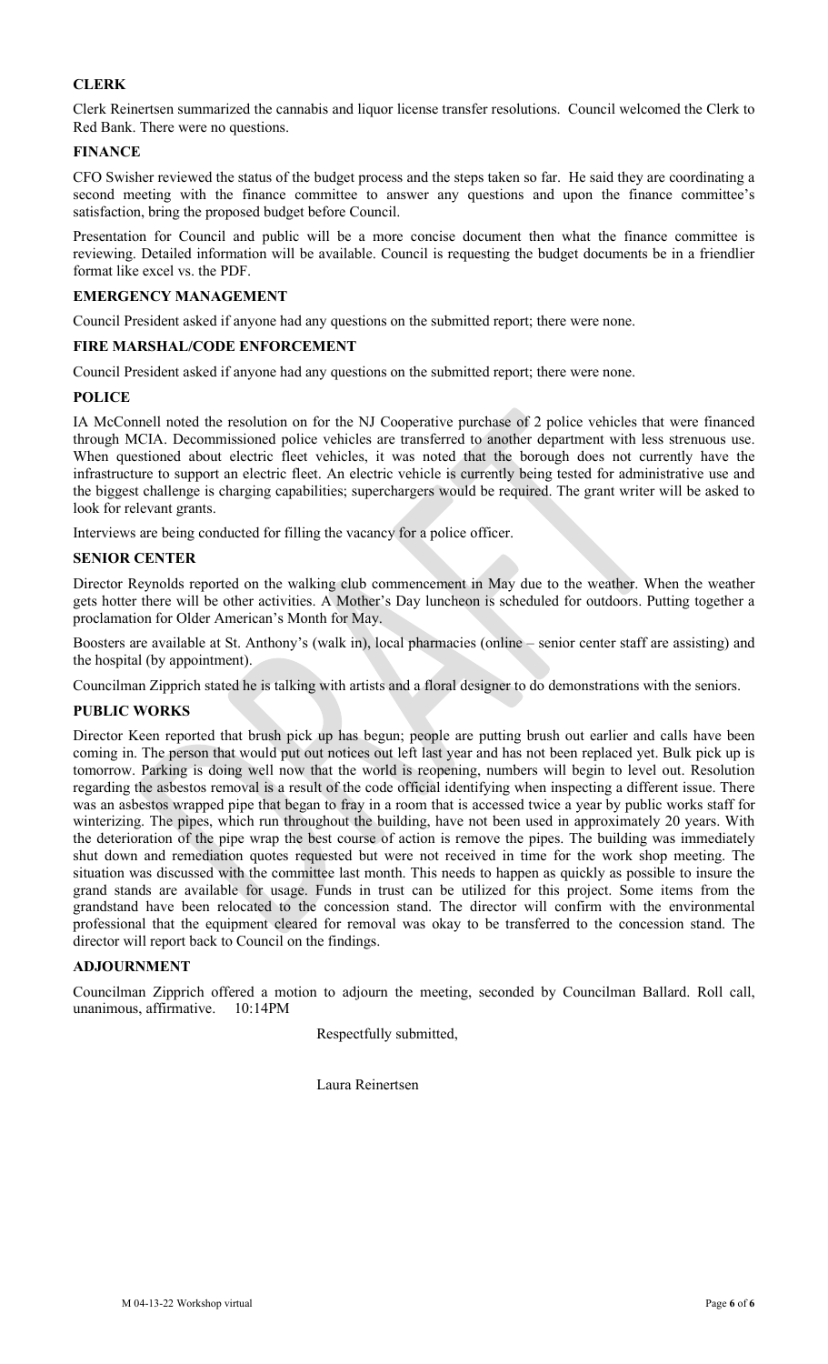### CLERK

Clerk Reinertsen summarized the cannabis and liquor license transfer resolutions. Council welcomed the Clerk to Red Bank. There were no questions.

### FINANCE

CFO Swisher reviewed the status of the budget process and the steps taken so far. He said they are coordinating a second meeting with the finance committee to answer any questions and upon the finance committee's satisfaction, bring the proposed budget before Council.

Presentation for Council and public will be a more concise document then what the finance committee is reviewing. Detailed information will be available. Council is requesting the budget documents be in a friendlier format like excel vs. the PDF.

### EMERGENCY MANAGEMENT

Council President asked if anyone had any questions on the submitted report; there were none.

### FIRE MARSHAL/CODE ENFORCEMENT

Council President asked if anyone had any questions on the submitted report; there were none.

### POLICE

IA McConnell noted the resolution on for the NJ Cooperative purchase of 2 police vehicles that were financed through MCIA. Decommissioned police vehicles are transferred to another department with less strenuous use. When questioned about electric fleet vehicles, it was noted that the borough does not currently have the infrastructure to support an electric fleet. An electric vehicle is currently being tested for administrative use and the biggest challenge is charging capabilities; superchargers would be required. The grant writer will be asked to look for relevant grants.

Interviews are being conducted for filling the vacancy for a police officer.

### SENIOR CENTER

Director Reynolds reported on the walking club commencement in May due to the weather. When the weather gets hotter there will be other activities. A Mother's Day luncheon is scheduled for outdoors. Putting together a proclamation for Older American's Month for May.

Boosters are available at St. Anthony's (walk in), local pharmacies (online – senior center staff are assisting) and the hospital (by appointment).

Councilman Zipprich stated he is talking with artists and a floral designer to do demonstrations with the seniors.

### PUBLIC WORKS

Director Keen reported that brush pick up has begun; people are putting brush out earlier and calls have been coming in. The person that would put out notices out left last year and has not been replaced yet. Bulk pick up is tomorrow. Parking is doing well now that the world is reopening, numbers will begin to level out. Resolution regarding the asbestos removal is a result of the code official identifying when inspecting a different issue. There was an asbestos wrapped pipe that began to fray in a room that is accessed twice a year by public works staff for winterizing. The pipes, which run throughout the building, have not been used in approximately 20 years. With the deterioration of the pipe wrap the best course of action is remove the pipes. The building was immediately shut down and remediation quotes requested but were not received in time for the work shop meeting. The situation was discussed with the committee last month. This needs to happen as quickly as possible to insure the grand stands are available for usage. Funds in trust can be utilized for this project. Some items from the grandstand have been relocated to the concession stand. The director will confirm with the environmental professional that the equipment cleared for removal was okay to be transferred to the concession stand. The director will report back to Council on the findings.

### ADJOURNMENT

Councilman Zipprich offered a motion to adjourn the meeting, seconded by Councilman Ballard. Roll call, unanimous, affirmative. 10:14PM

Respectfully submitted,

Laura Reinertsen